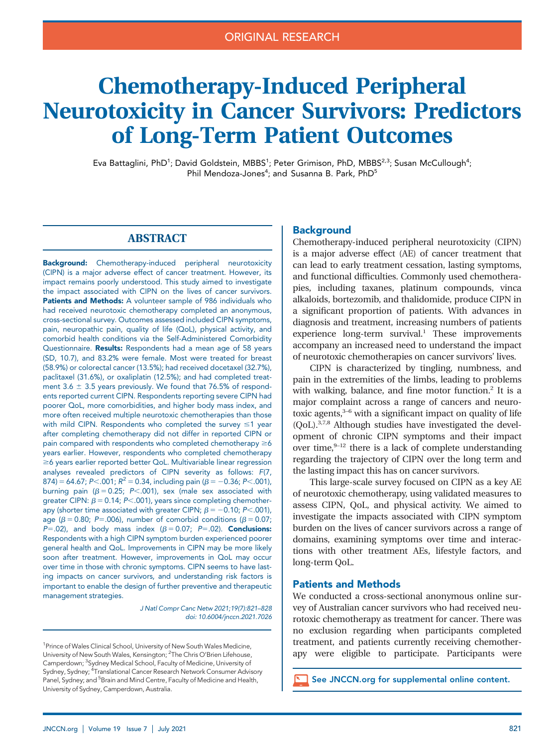ORIGINAL RESEARCH

# Chemotherapy-Induced Peripheral Neurotoxicity in Cancer Survivors: Predictors of Long-Term Patient Outcomes

Eva Battaglini, PhD[1]; David Goldstein, MBBS[1]; Peter Grimison, PhD, MBBS[2,3]; Susan McCullough[4]; Phil Mendoza-Jones[4]; and Susanna B. Park, PhD[5]

## ABSTRACT

**Background:** Chemotherapy-induced peripheral neurotoxicity (CIPN) is a major adverse effect of cancer treatment. However, its impact remains poorly understood. This study aimed to investigate the impact associated with CIPN on the lives of cancer survivors. **Patients and Methods:** A volunteer sample of 986 individuals who had received neurotoxic chemotherapy completed an anonymous, cross-sectional survey. Outcomes assessed included CIPN symptoms, pain, neuropathic pain, quality of life (QoL), physical activity, and comorbid health conditions via the Self-Administered Comorbidity Questionnaire. **Results:** Respondents had a mean age of 58 years (SD, 10.7), and 83.2% were female. Most were treated for breast (58.9%) or colorectal cancer (13.5%); had received docetaxel (32.7%), paclitaxel (31.6%), or oxaliplatin (12.5%); and had completed treatment 3.6 ± 3.5 years previously. We found that 76.5% of respondents reported current CIPN. Respondents reporting severe CIPN had poorer QoL, more comorbidities, and higher body mass index, and more often received multiple neurotoxic chemotherapies than those with mild CIPN. Respondents who completed the survey ≤1 year after completing chemotherapy did not differ in reported CIPN or pain compared with respondents who completed chemotherapy ≥6 years earlier. However, respondents who completed chemotherapy ≥6 years earlier reported better QoL. Multivariable linear regression analyses revealed predictors of CIPN severity as follows: $F(7, 874) = 64.67$; $P<.001$; $R^2 = 0.34$, including pain ($\beta = -0.36$; $P<.001$), burning pain ($\beta = 0.25$; $P<.001$), sex (male sex associated with greater CIPN: $\beta = 0.14$; $P<.001$), years since completing chemotherapy (shorter time associated with greater CIPN; $\beta = -0.10$; $P<.001$), age ($\beta = 0.80$; $P=.006$), number of comorbid conditions ($\beta = 0.07$; $P=.02$), and body mass index ($\beta = 0.07$; $P=.02$). **Conclusions:** Respondents with a high CIPN symptom burden experienced poorer general health and QoL. Improvements in CIPN may be more likely soon after treatment. However, improvements in QoL may occur over time in those with chronic symptoms. CIPN seems to have lasting impacts on cancer survivors, and understanding risk factors is important to enable the design of further preventive and therapeutic management strategies.

*J Natl Compr Canc Netw 2021;19(7):821–828*
*doi: 10.6004/jnccn.2021.7026*

[1]Prince of Wales Clinical School, University of New South Wales Medicine, University of New South Wales, Kensington; [2]The Chris O'Brien Lifehouse, Camperdown; [3]Sydney Medical School, Faculty of Medicine, University of Sydney, Sydney; [4]Translational Cancer Research Network Consumer Advisory Panel, Sydney; and [5]Brain and Mind Centre, Faculty of Medicine and Health, University of Sydney, Camperdown, Australia.

## Background

Chemotherapy-induced peripheral neurotoxicity (CIPN) is a major adverse effect (AE) of cancer treatment that can lead to early treatment cessation, lasting symptoms, and functional difficulties. Commonly used chemotherapies, including taxanes, platinum compounds, vinca alkaloids, bortezomib, and thalidomide, produce CIPN in a significant proportion of patients. With advances in diagnosis and treatment, increasing numbers of patients experience long-term survival.[1] These improvements accompany an increased need to understand the impact of neurotoxic chemotherapies on cancer survivors' lives.

CIPN is characterized by tingling, numbness, and pain in the extremities of the limbs, leading to problems with walking, balance, and fine motor function.[2] It is a major complaint across a range of cancers and neurotoxic agents,[3–6] with a significant impact on quality of life (QoL).[3,7,8] Although studies have investigated the development of chronic CIPN symptoms and their impact over time,[9–12] there is a lack of complete understanding regarding the trajectory of CIPN over the long term and the lasting impact this has on cancer survivors.

This large-scale survey focused on CIPN as a key AE of neurotoxic chemotherapy, using validated measures to assess CIPN, QoL, and physical activity. We aimed to investigate the impacts associated with CIPN symptom burden on the lives of cancer survivors across a range of domains, examining symptoms over time and interactions with other treatment AEs, lifestyle factors, and long-term QoL.

## Patients and Methods

We conducted a cross-sectional anonymous online survey of Australian cancer survivors who had received neurotoxic chemotherapy as treatment for cancer. There was no exclusion regarding when participants completed treatment, and patients currently receiving chemotherapy were eligible to participate. Participants were

See JNCCN.org for supplemental online content.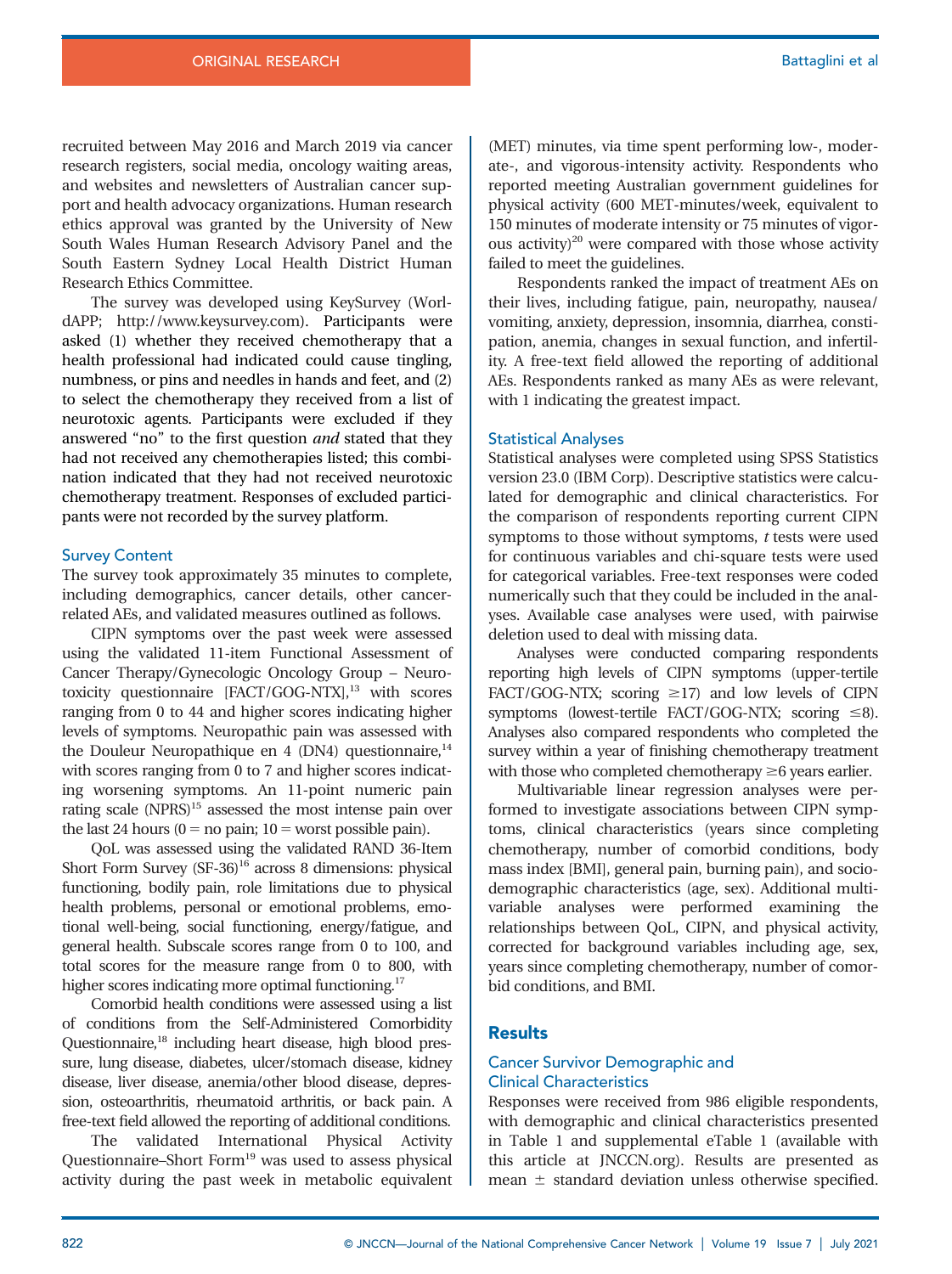recruited between May 2016 and March 2019 via cancer research registers, social media, oncology waiting areas, and websites and newsletters of Australian cancer support and health advocacy organizations. Human research ethics approval was granted by the University of New South Wales Human Research Advisory Panel and the South Eastern Sydney Local Health District Human Research Ethics Committee.

The survey was developed using KeySurvey (WorldAPP; http://www.keysurvey.com). Participants were asked (1) whether they received chemotherapy that a health professional had indicated could cause tingling, numbness, or pins and needles in hands and feet, and (2) to select the chemotherapy they received from a list of neurotoxic agents. Participants were excluded if they answered "no" to the first question *and* stated that they had not received any chemotherapies listed; this combination indicated that they had not received neurotoxic chemotherapy treatment. Responses of excluded participants were not recorded by the survey platform.

### Survey Content

The survey took approximately 35 minutes to complete, including demographics, cancer details, other cancer-related AEs, and validated measures outlined as follows.

CIPN symptoms over the past week were assessed using the validated 11-item Functional Assessment of Cancer Therapy/Gynecologic Oncology Group – Neurotoxicity questionnaire [FACT/GOG-NTX],[13] with scores ranging from 0 to 44 and higher scores indicating higher levels of symptoms. Neuropathic pain was assessed with the Douleur Neuropathique en 4 (DN4) questionnaire,[14] with scores ranging from 0 to 7 and higher scores indicating worsening symptoms. An 11-point numeric pain rating scale (NPRS)[15] assessed the most intense pain over the last 24 hours (0 = no pain; 10 = worst possible pain).

QoL was assessed using the validated RAND 36-Item Short Form Survey (SF-36)[16] across 8 dimensions: physical functioning, bodily pain, role limitations due to physical health problems, personal or emotional problems, emotional well-being, social functioning, energy/fatigue, and general health. Subscale scores range from 0 to 100, and total scores for the measure range from 0 to 800, with higher scores indicating more optimal functioning.[17]

Comorbid health conditions were assessed using a list of conditions from the Self-Administered Comorbidity Questionnaire,[18] including heart disease, high blood pressure, lung disease, diabetes, ulcer/stomach disease, kidney disease, liver disease, anemia/other blood disease, depression, osteoarthritis, rheumatoid arthritis, or back pain. A free-text field allowed the reporting of additional conditions.

The validated International Physical Activity Questionnaire–Short Form[19] was used to assess physical activity during the past week in metabolic equivalent (MET) minutes, via time spent performing low-, moderate-, and vigorous-intensity activity. Respondents who reported meeting Australian government guidelines for physical activity (600 MET-minutes/week, equivalent to 150 minutes of moderate intensity or 75 minutes of vigorous activity)[20] were compared with those whose activity failed to meet the guidelines.

Respondents ranked the impact of treatment AEs on their lives, including fatigue, pain, neuropathy, nausea/vomiting, anxiety, depression, insomnia, diarrhea, constipation, anemia, changes in sexual function, and infertility. A free-text field allowed the reporting of additional AEs. Respondents ranked as many AEs as were relevant, with 1 indicating the greatest impact.

### Statistical Analyses

Statistical analyses were completed using SPSS Statistics version 23.0 (IBM Corp). Descriptive statistics were calculated for demographic and clinical characteristics. For the comparison of respondents reporting current CIPN symptoms to those without symptoms, *t* tests were used for continuous variables and chi-square tests were used for categorical variables. Free-text responses were coded numerically such that they could be included in the analyses. Available case analyses were used, with pairwise deletion used to deal with missing data.

Analyses were conducted comparing respondents reporting high levels of CIPN symptoms (upper-tertile FACT/GOG-NTX; scoring ≥17) and low levels of CIPN symptoms (lowest-tertile FACT/GOG-NTX; scoring ≤8). Analyses also compared respondents who completed the survey within a year of finishing chemotherapy treatment with those who completed chemotherapy ≥6 years earlier.

Multivariable linear regression analyses were performed to investigate associations between CIPN symptoms, clinical characteristics (years since completing chemotherapy, number of comorbid conditions, body mass index [BMI], general pain, burning pain), and sociodemographic characteristics (age, sex). Additional multivariable analyses were performed examining the relationships between QoL, CIPN, and physical activity, corrected for background variables including age, sex, years since completing chemotherapy, number of comorbid conditions, and BMI.

## Results

### Cancer Survivor Demographic and Clinical Characteristics

Responses were received from 986 eligible respondents, with demographic and clinical characteristics presented in Table 1 and supplemental eTable 1 (available with this article at JNCCN.org). Results are presented as mean ± standard deviation unless otherwise specified.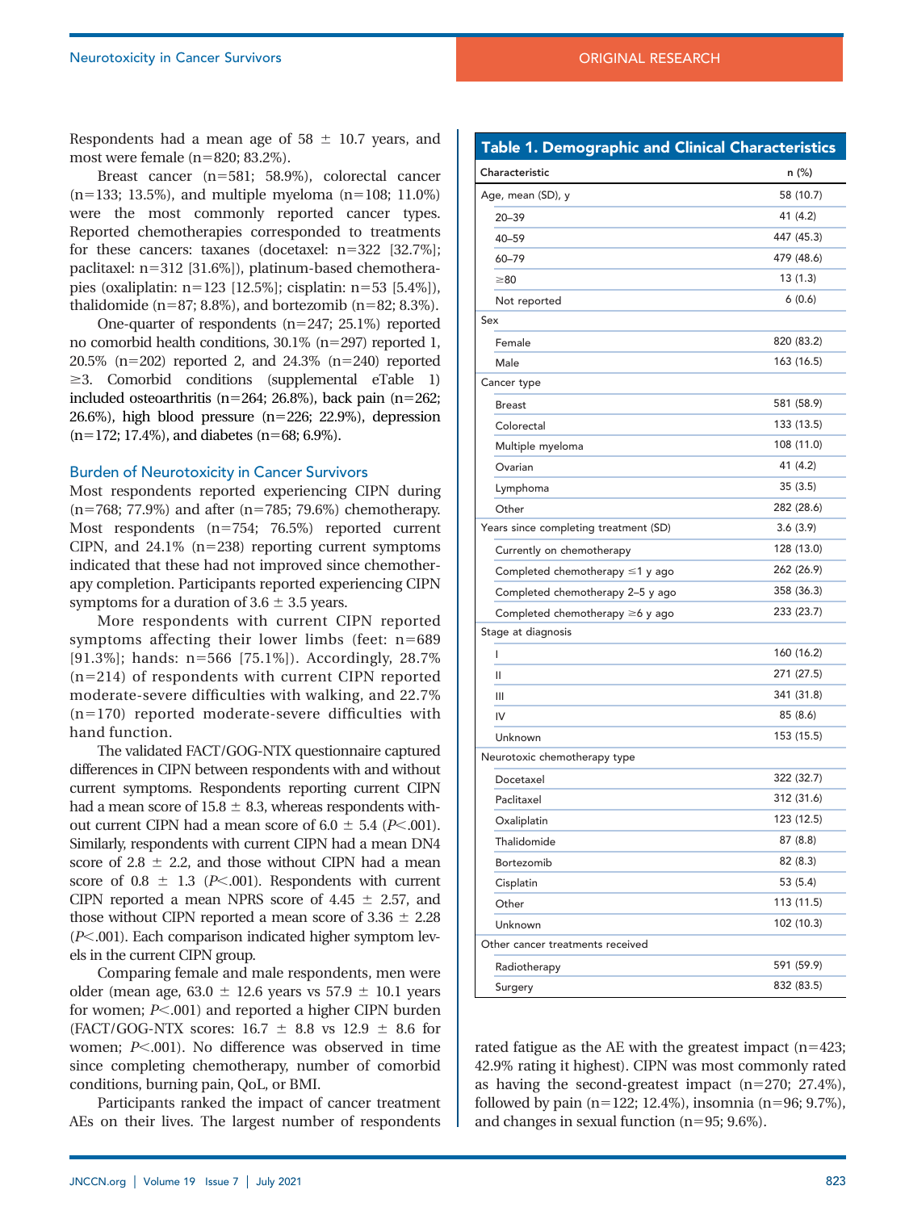Respondents had a mean age of 58 ± 10.7 years, and most were female (n=820; 83.2%).

Breast cancer (n=581; 58.9%), colorectal cancer (n=133; 13.5%), and multiple myeloma (n=108; 11.0%) were the most commonly reported cancer types. Reported chemotherapies corresponded to treatments for these cancers: taxanes (docetaxel: n=322 [32.7%]; paclitaxel: n=312 [31.6%]), platinum-based chemotherapies (oxaliplatin: n=123 [12.5%]; cisplatin: n=53 [5.4%]), thalidomide (n=87; 8.8%), and bortezomib (n=82; 8.3%).

One-quarter of respondents (n=247; 25.1%) reported no comorbid health conditions, 30.1% (n=297) reported 1, 20.5% (n=202) reported 2, and 24.3% (n=240) reported ≥3. Comorbid conditions (supplemental eTable 1) included osteoarthritis (n=264; 26.8%), back pain (n=262; 26.6%), high blood pressure (n=226; 22.9%), depression (n=172; 17.4%), and diabetes (n=68; 6.9%).

## Burden of Neurotoxicity in Cancer Survivors

Most respondents reported experiencing CIPN during (n=768; 77.9%) and after (n=785; 79.6%) chemotherapy. Most respondents (n=754; 76.5%) reported current CIPN, and 24.1% (n=238) reporting current symptoms indicated that these had not improved since chemotherapy completion. Participants reported experiencing CIPN symptoms for a duration of 3.6 ± 3.5 years.

More respondents with current CIPN reported symptoms affecting their lower limbs (feet: n=689 [91.3%]; hands: n=566 [75.1%]). Accordingly, 28.7% (n=214) of respondents with current CIPN reported moderate-severe difficulties with walking, and 22.7% (n=170) reported moderate-severe difficulties with hand function.

The validated FACT/GOG-NTX questionnaire captured differences in CIPN between respondents with and without current symptoms. Respondents reporting current CIPN had a mean score of 15.8 ± 8.3, whereas respondents without current CIPN had a mean score of 6.0 ± 5.4 ($P<.001$). Similarly, respondents with current CIPN had a mean DN4 score of 2.8 ± 2.2, and those without CIPN had a mean score of 0.8 ± 1.3 ($P<.001$). Respondents with current CIPN reported a mean NPRS score of 4.45 ± 2.57, and those without CIPN reported a mean score of 3.36 ± 2.28 ($P<.001$). Each comparison indicated higher symptom levels in the current CIPN group.

Comparing female and male respondents, men were older (mean age, 63.0 ± 12.6 years vs 57.9 ± 10.1 years for women; $P<.001$) and reported a higher CIPN burden (FACT/GOG-NTX scores: 16.7 ± 8.8 vs 12.9 ± 8.6 for women; $P<.001$). No difference was observed in time since completing chemotherapy, number of comorbid conditions, burning pain, QoL, or BMI.

Participants ranked the impact of cancer treatment AEs on their lives. The largest number of respondents rated fatigue as the AE with the greatest impact (n=423; 42.9% rating it highest). CIPN was most commonly rated as having the second-greatest impact (n=270; 27.4%), followed by pain (n=122; 12.4%), insomnia (n=96; 9.7%), and changes in sexual function (n=95; 9.6%).

**Table 1. Demographic and Clinical Characteristics**

| Characteristic | n (%) |
|---|---|
| Age, mean (SD), y | 58 (10.7) |
| 20–39 | 41 (4.2) |
| 40–59 | 447 (45.3) |
| 60–79 | 479 (48.6) |
| ≥80 | 13 (1.3) |
| Not reported | 6 (0.6) |
| Sex | |
| Female | 820 (83.2) |
| Male | 163 (16.5) |
| Cancer type | |
| Breast | 581 (58.9) |
| Colorectal | 133 (13.5) |
| Multiple myeloma | 108 (11.0) |
| Ovarian | 41 (4.2) |
| Lymphoma | 35 (3.5) |
| Other | 282 (28.6) |
| Years since completing treatment (SD) | 3.6 (3.9) |
| Currently on chemotherapy | 128 (13.0) |
| Completed chemotherapy ≤1 y ago | 262 (26.9) |
| Completed chemotherapy 2–5 y ago | 358 (36.3) |
| Completed chemotherapy ≥6 y ago | 233 (23.7) |
| Stage at diagnosis | |
| I | 160 (16.2) |
| II | 271 (27.5) |
| III | 341 (31.8) |
| IV | 85 (8.6) |
| Unknown | 153 (15.5) |
| Neurotoxic chemotherapy type | |
| Docetaxel | 322 (32.7) |
| Paclitaxel | 312 (31.6) |
| Oxaliplatin | 123 (12.5) |
| Thalidomide | 87 (8.8) |
| Bortezomib | 82 (8.3) |
| Cisplatin | 53 (5.4) |
| Other | 113 (11.5) |
| Unknown | 102 (10.3) |
| Other cancer treatments received | |
| Radiotherapy | 591 (59.9) |
| Surgery | 832 (83.5) |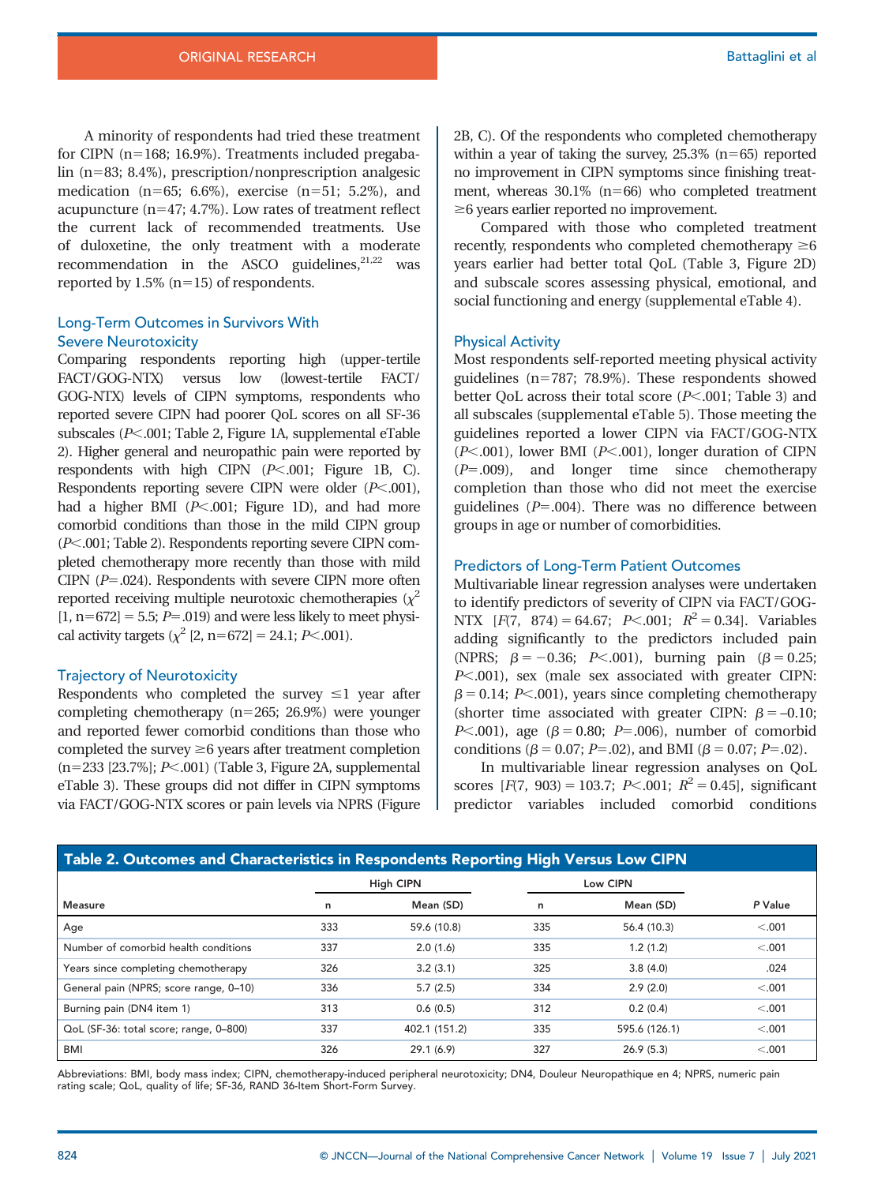A minority of respondents had tried these treatment for CIPN (n=168; 16.9%). Treatments included pregabalin (n=83; 8.4%), prescription/nonprescription analgesic medication (n=65; 6.6%), exercise (n=51; 5.2%), and acupuncture (n=47; 4.7%). Low rates of treatment reflect the current lack of recommended treatments. Use of duloxetine, the only treatment with a moderate recommendation in the ASCO guidelines,[21,22] was reported by 1.5% (n=15) of respondents.

### Long-Term Outcomes in Survivors With Severe Neurotoxicity

Comparing respondents reporting high (upper-tertile FACT/GOG-NTX) versus low (lowest-tertile FACT/GOG-NTX) levels of CIPN symptoms, respondents who reported severe CIPN had poorer QoL scores on all SF-36 subscales ($P<.001$; Table 2, Figure 1A, supplemental eTable 2). Higher general and neuropathic pain were reported by respondents with high CIPN ($P<.001$; Figure 1B, C). Respondents reporting severe CIPN were older ($P<.001$), had a higher BMI ($P<.001$; Figure 1D), and had more comorbid conditions than those in the mild CIPN group ($P<.001$; Table 2). Respondents reporting severe CIPN completed chemotherapy more recently than those with mild CIPN ($P=.024$). Respondents with severe CIPN more often reported receiving multiple neurotoxic chemotherapies ($\chi^2$ [1, n=672] = 5.5; $P=.019$) and were less likely to meet physical activity targets ($\chi^2$ [2, n=672] = 24.1; $P<.001$).

### Trajectory of Neurotoxicity

Respondents who completed the survey ≤1 year after completing chemotherapy (n=265; 26.9%) were younger and reported fewer comorbid conditions than those who completed the survey ≥6 years after treatment completion (n=233 [23.7%]; $P<.001$) (Table 3, Figure 2A, supplemental eTable 3). These groups did not differ in CIPN symptoms via FACT/GOG-NTX scores or pain levels via NPRS (Figure 2B, C). Of the respondents who completed chemotherapy within a year of taking the survey, 25.3% (n=65) reported no improvement in CIPN symptoms since finishing treatment, whereas 30.1% (n=66) who completed treatment ≥6 years earlier reported no improvement.

Compared with those who completed treatment recently, respondents who completed chemotherapy ≥6 years earlier had better total QoL (Table 3, Figure 2D) and subscale scores assessing physical, emotional, and social functioning and energy (supplemental eTable 4).

### Physical Activity

Most respondents self-reported meeting physical activity guidelines (n=787; 78.9%). These respondents showed better QoL across their total score ($P<.001$; Table 3) and all subscales (supplemental eTable 5). Those meeting the guidelines reported a lower CIPN via FACT/GOG-NTX ($P<.001$), lower BMI ($P<.001$), longer duration of CIPN ($P=.009$), and longer time since chemotherapy completion than those who did not meet the exercise guidelines ($P=.004$). There was no difference between groups in age or number of comorbidities.

### Predictors of Long-Term Patient Outcomes

Multivariable linear regression analyses were undertaken to identify predictors of severity of CIPN via FACT/GOG-NTX [$F(7, 874) = 64.67$; $P<.001$; $R^2 = 0.34$]. Variables adding significantly to the predictors included pain (NPRS; $\beta = -0.36$; $P<.001$), burning pain ($\beta = 0.25$; $P<.001$), sex (male sex associated with greater CIPN: $\beta = 0.14$; $P<.001$), years since completing chemotherapy (shorter time associated with greater CIPN: $\beta = -0.10$; $P<.001$), age ($\beta = 0.80$; $P=.006$), number of comorbid conditions ($\beta = 0.07$; $P=.02$), and BMI ($\beta = 0.07$; $P=.02$).

In multivariable linear regression analyses on QoL scores [$F(7, 903) = 103.7$; $P<.001$; $R^2 = 0.45$], significant predictor variables included comorbid conditions

**Table 2. Outcomes and Characteristics in Respondents Reporting High Versus Low CIPN**

| | High CIPN | | Low CIPN | | |
|---|---|---|---|---|---|
| Measure | n | Mean (SD) | n | Mean (SD) | P Value |
| Age | 333 | 59.6 (10.8) | 335 | 56.4 (10.3) | <.001 |
| Number of comorbid health conditions | 337 | 2.0 (1.6) | 335 | 1.2 (1.2) | <.001 |
| Years since completing chemotherapy | 326 | 3.2 (3.1) | 325 | 3.8 (4.0) | .024 |
| General pain (NPRS; score range, 0–10) | 336 | 5.7 (2.5) | 334 | 2.9 (2.0) | <.001 |
| Burning pain (DN4 item 1) | 313 | 0.6 (0.5) | 312 | 0.2 (0.4) | <.001 |
| QoL (SF-36: total score; range, 0–800) | 337 | 402.1 (151.2) | 335 | 595.6 (126.1) | <.001 |
| BMI | 326 | 29.1 (6.9) | 327 | 26.9 (5.3) | <.001 |

Abbreviations: BMI, body mass index; CIPN, chemotherapy-induced peripheral neurotoxicity; DN4, Douleur Neuropathique en 4; NPRS, numeric pain rating scale; QoL, quality of life; SF-36, RAND 36-Item Short-Form Survey.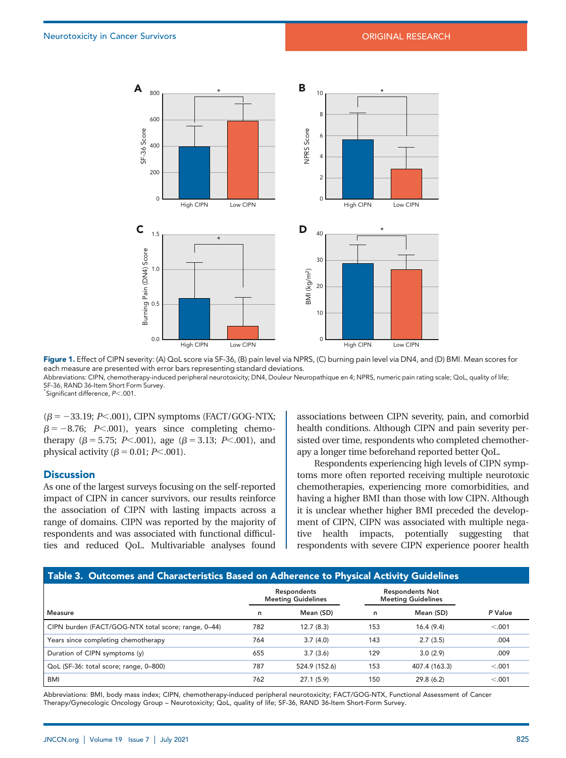**Figure 1.** Effect of CIPN severity: (A) QoL score via SF-36, (B) pain level via NPRS, (C) burning pain level via DN4, and (D) BMI. Mean scores for each measure are presented with error bars representing standard deviations.

Abbreviations: CIPN, chemotherapy-induced peripheral neurotoxicity; DN4, Douleur Neuropathique en 4; NPRS, numeric pain rating scale; QoL, quality of life; SF-36, RAND 36-Item Short Form Survey.

*Significant difference, $P<.001$.

($\beta = -33.19$; $P<.001$), CIPN symptoms (FACT/GOG-NTX; $\beta = -8.76$; $P<.001$), years since completing chemotherapy ($\beta = 5.75$; $P<.001$), age ($\beta = 3.13$; $P<.001$), and physical activity ($\beta = 0.01$; $P<.001$).

## Discussion

As one of the largest surveys focusing on the self-reported impact of CIPN in cancer survivors, our results reinforce the association of CIPN with lasting impacts across a range of domains. CIPN was reported by the majority of respondents and was associated with functional difficulties and reduced QoL. Multivariable analyses found associations between CIPN severity, pain, and comorbid health conditions. Although CIPN and pain severity persisted over time, respondents who completed chemotherapy a longer time beforehand reported better QoL.

Respondents experiencing high levels of CIPN symptoms more often reported receiving multiple neurotoxic chemotherapies, experiencing more comorbidities, and having a higher BMI than those with low CIPN. Although it is unclear whether higher BMI preceded the development of CIPN, CIPN was associated with multiple negative health impacts, potentially suggesting that respondents with severe CIPN experience poorer health

**Table 3. Outcomes and Characteristics Based on Adherence to Physical Activity Guidelines**

| | Respondents Meeting Guidelines | | Respondents Not Meeting Guidelines | | |
|---|---|---|---|---|---|
| Measure | n | Mean (SD) | n | Mean (SD) | *P* Value |
| CIPN burden (FACT/GOG-NTX total score; range, 0–44) | 782 | 12.7 (8.3) | 153 | 16.4 (9.4) | <.001 |
| Years since completing chemotherapy | 764 | 3.7 (4.0) | 143 | 2.7 (3.5) | .004 |
| Duration of CIPN symptoms (y) | 655 | 3.7 (3.6) | 129 | 3.0 (2.9) | .009 |
| QoL (SF-36: total score; range, 0–800) | 787 | 524.9 (152.6) | 153 | 407.4 (163.3) | <.001 |
| BMI | 762 | 27.1 (5.9) | 150 | 29.8 (6.2) | <.001 |

Abbreviations: BMI, body mass index; CIPN, chemotherapy-induced peripheral neurotoxicity; FACT/GOG-NTX, Functional Assessment of Cancer Therapy/Gynecologic Oncology Group – Neurotoxicity; QoL, quality of life; SF-36, RAND 36-Item Short-Form Survey.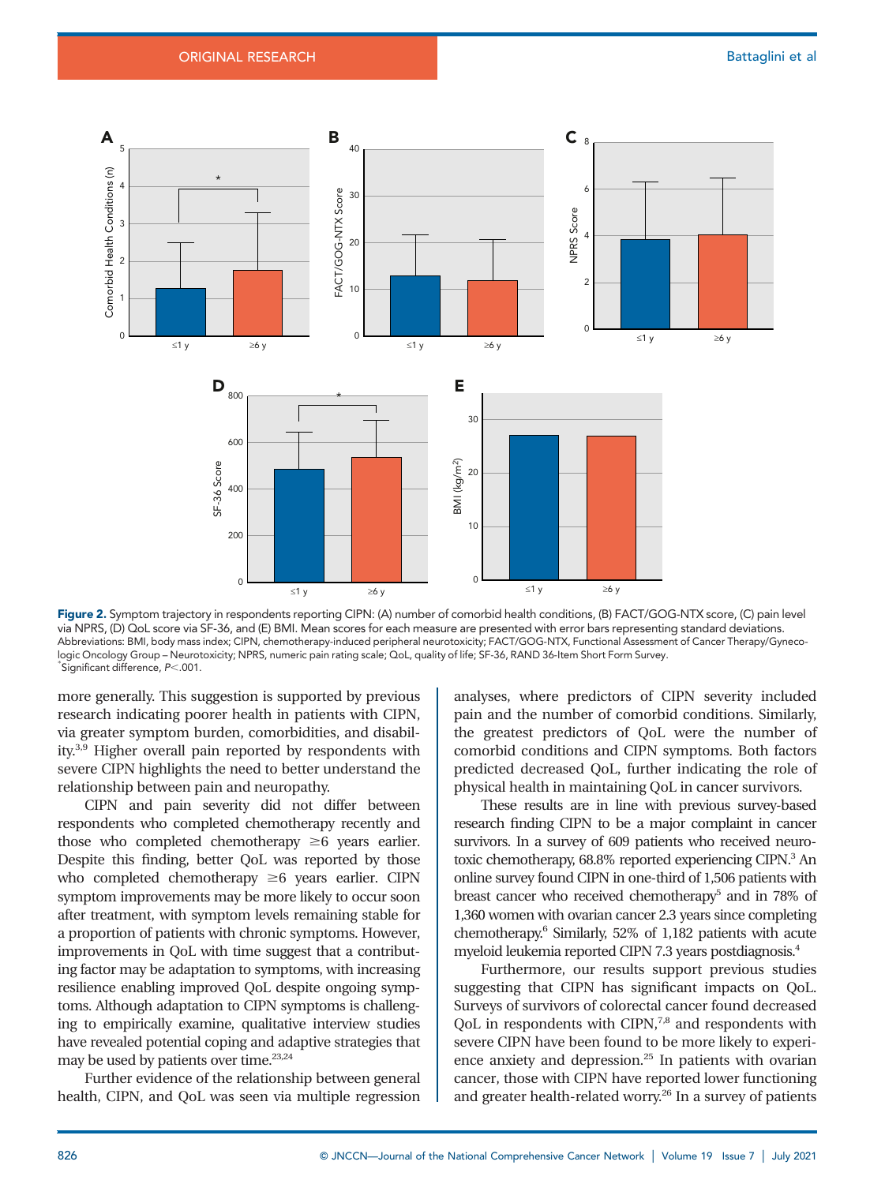**Figure 2.** Symptom trajectory in respondents reporting CIPN: (A) number of comorbid health conditions, (B) FACT/GOG-NTX score, (C) pain level via NPRS, (D) QoL score via SF-36, and (E) BMI. Mean scores for each measure are presented with error bars representing standard deviations. Abbreviations: BMI, body mass index; CIPN, chemotherapy-induced peripheral neurotoxicity; FACT/GOG-NTX, Functional Assessment of Cancer Therapy/Gynecologic Oncology Group – Neurotoxicity; NPRS, numeric pain rating scale; QoL, quality of life; SF-36, RAND 36-Item Short Form Survey.
*Significant difference, $P<.001$.

more generally. This suggestion is supported by previous research indicating poorer health in patients with CIPN, via greater symptom burden, comorbidities, and disability.[3,9] Higher overall pain reported by respondents with severe CIPN highlights the need to better understand the relationship between pain and neuropathy.

CIPN and pain severity did not differ between respondents who completed chemotherapy recently and those who completed chemotherapy ≥6 years earlier. Despite this finding, better QoL was reported by those who completed chemotherapy ≥6 years earlier. CIPN symptom improvements may be more likely to occur soon after treatment, with symptom levels remaining stable for a proportion of patients with chronic symptoms. However, improvements in QoL with time suggest that a contributing factor may be adaptation to symptoms, with increasing resilience enabling improved QoL despite ongoing symptoms. Although adaptation to CIPN symptoms is challenging to empirically examine, qualitative interview studies have revealed potential coping and adaptive strategies that may be used by patients over time.[23,24]

Further evidence of the relationship between general health, CIPN, and QoL was seen via multiple regression analyses, where predictors of CIPN severity included pain and the number of comorbid conditions. Similarly, the greatest predictors of QoL were the number of comorbid conditions and CIPN symptoms. Both factors predicted decreased QoL, further indicating the role of physical health in maintaining QoL in cancer survivors.

These results are in line with previous survey-based research finding CIPN to be a major complaint in cancer survivors. In a survey of 609 patients who received neurotoxic chemotherapy, 68.8% reported experiencing CIPN.[3] An online survey found CIPN in one-third of 1,506 patients with breast cancer who received chemotherapy[5] and in 78% of 1,360 women with ovarian cancer 2.3 years since completing chemotherapy.[6] Similarly, 52% of 1,182 patients with acute myeloid leukemia reported CIPN 7.3 years postdiagnosis.[4]

Furthermore, our results support previous studies suggesting that CIPN has significant impacts on QoL. Surveys of survivors of colorectal cancer found decreased QoL in respondents with CIPN,[7,8] and respondents with severe CIPN have been found to be more likely to experience anxiety and depression.[25] In patients with ovarian cancer, those with CIPN have reported lower functioning and greater health-related worry.[26] In a survey of patients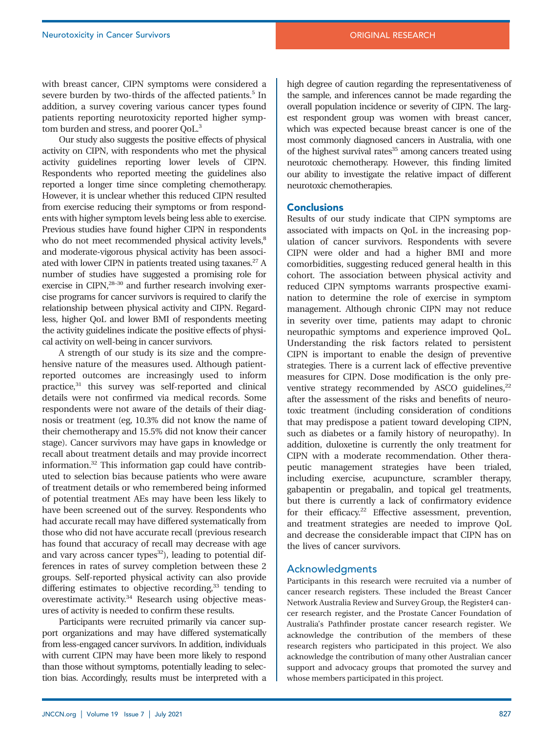with breast cancer, CIPN symptoms were considered a severe burden by two-thirds of the affected patients.[5] In addition, a survey covering various cancer types found patients reporting neurotoxicity reported higher symptom burden and stress, and poorer QoL.[3]

Our study also suggests the positive effects of physical activity on CIPN, with respondents who met the physical activity guidelines reporting lower levels of CIPN. Respondents who reported meeting the guidelines also reported a longer time since completing chemotherapy. However, it is unclear whether this reduced CIPN resulted from exercise reducing their symptoms or from respondents with higher symptom levels being less able to exercise. Previous studies have found higher CIPN in respondents who do not meet recommended physical activity levels,[8] and moderate-vigorous physical activity has been associated with lower CIPN in patients treated using taxanes.[27] A number of studies have suggested a promising role for exercise in CIPN,[28–30] and further research involving exercise programs for cancer survivors is required to clarify the relationship between physical activity and CIPN. Regardless, higher QoL and lower BMI of respondents meeting the activity guidelines indicate the positive effects of physical activity on well-being in cancer survivors.

A strength of our study is its size and the comprehensive nature of the measures used. Although patient-reported outcomes are increasingly used to inform practice,[31] this survey was self-reported and clinical details were not confirmed via medical records. Some respondents were not aware of the details of their diagnosis or treatment (eg, 10.3% did not know the name of their chemotherapy and 15.5% did not know their cancer stage). Cancer survivors may have gaps in knowledge or recall about treatment details and may provide incorrect information.[32] This information gap could have contributed to selection bias because patients who were aware of treatment details or who remembered being informed of potential treatment AEs may have been less likely to have been screened out of the survey. Respondents who had accurate recall may have differed systematically from those who did not have accurate recall (previous research has found that accuracy of recall may decrease with age and vary across cancer types[32]), leading to potential differences in rates of survey completion between these 2 groups. Self-reported physical activity can also provide differing estimates to objective recording,[33] tending to overestimate activity.[34] Research using objective measures of activity is needed to confirm these results.

Participants were recruited primarily via cancer support organizations and may have differed systematically from less-engaged cancer survivors. In addition, individuals with current CIPN may have been more likely to respond than those without symptoms, potentially leading to selection bias. Accordingly, results must be interpreted with a high degree of caution regarding the representativeness of the sample, and inferences cannot be made regarding the overall population incidence or severity of CIPN. The largest respondent group was women with breast cancer, which was expected because breast cancer is one of the most commonly diagnosed cancers in Australia, with one of the highest survival rates[35] among cancers treated using neurotoxic chemotherapy. However, this finding limited our ability to investigate the relative impact of different neurotoxic chemotherapies.

## Conclusions

Results of our study indicate that CIPN symptoms are associated with impacts on QoL in the increasing population of cancer survivors. Respondents with severe CIPN were older and had a higher BMI and more comorbidities, suggesting reduced general health in this cohort. The association between physical activity and reduced CIPN symptoms warrants prospective examination to determine the role of exercise in symptom management. Although chronic CIPN may not reduce in severity over time, patients may adapt to chronic neuropathic symptoms and experience improved QoL. Understanding the risk factors related to persistent CIPN is important to enable the design of preventive strategies. There is a current lack of effective preventive measures for CIPN. Dose modification is the only preventive strategy recommended by ASCO guidelines,[22] after the assessment of the risks and benefits of neurotoxic treatment (including consideration of conditions that may predispose a patient toward developing CIPN, such as diabetes or a family history of neuropathy). In addition, duloxetine is currently the only treatment for CIPN with a moderate recommendation. Other therapeutic management strategies have been trialed, including exercise, acupuncture, scrambler therapy, gabapentin or pregabalin, and topical gel treatments, but there is currently a lack of confirmatory evidence for their efficacy.[22] Effective assessment, prevention, and treatment strategies are needed to improve QoL and decrease the considerable impact that CIPN has on the lives of cancer survivors.

## Acknowledgments

Participants in this research were recruited via a number of cancer research registers. These included the Breast Cancer Network Australia Review and Survey Group, the Register4 cancer research register, and the Prostate Cancer Foundation of Australia's Pathfinder prostate cancer research register. We acknowledge the contribution of the members of these research registers who participated in this project. We also acknowledge the contribution of many other Australian cancer support and advocacy groups that promoted the survey and whose members participated in this project.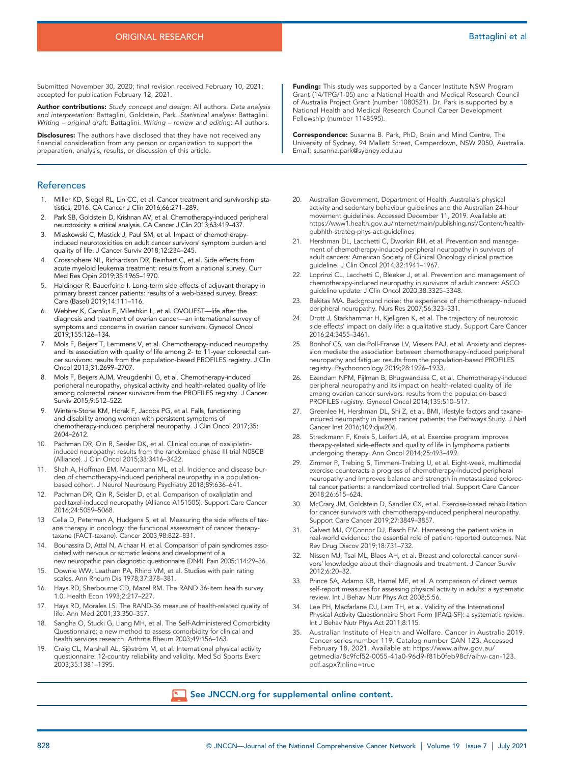Submitted November 30, 2020; final revision received February 10, 2021; accepted for publication February 12, 2021.

**Author contributions:** *Study concept and design*: All authors. *Data analysis and interpretation*: Battaglini, Goldstein, Park. *Statistical analysis*: Battaglini. *Writing – original draft*: Battaglini. *Writing – review and editing*: All authors.

**Disclosures:** The authors have disclosed that they have not received any financial consideration from any person or organization to support the preparation, analysis, results, or discussion of this article.

**Funding:** This study was supported by a Cancer Institute NSW Program Grant (14/TPG/1-05) and a National Health and Medical Research Council of Australia Project Grant (number 1080521). Dr. Park is supported by a National Health and Medical Research Council Career Development Fellowship (number 1148595).

**Correspondence:** Susanna B. Park, PhD, Brain and Mind Centre, The University of Sydney, 94 Mallett Street, Camperdown, NSW 2050, Australia. Email: susanna.park@sydney.edu.au

## References

1. Miller KD, Siegel RL, Lin CC, et al. Cancer treatment and survivorship statistics, 2016. CA Cancer J Clin 2016;66:271–289.
2. Park SB, Goldstein D, Krishnan AV, et al. Chemotherapy-induced peripheral neurotoxicity: a critical analysis. CA Cancer J Clin 2013;63:419–437.
3. Miaskowski C, Mastick J, Paul SM, et al. Impact of chemotherapy-induced neurotoxicities on adult cancer survivors' symptom burden and quality of life. J Cancer Surviv 2018;12:234–245.
4. Crossnohere NL, Richardson DR, Reinhart C, et al. Side effects from acute myeloid leukemia treatment: results from a national survey. Curr Med Res Opin 2019;35:1965–1970.
5. Haidinger R, Bauerfeind I. Long-term side effects of adjuvant therapy in primary breast cancer patients: results of a web-based survey. Breast Care (Basel) 2019;14:111–116.
6. Webber K, Carolus E, Mileshkin L, et al. OVQUEST—life after the diagnosis and treatment of ovarian cancer—an international survey of symptoms and concerns in ovarian cancer survivors. Gynecol Oncol 2019;155:126–134.
7. Mols F, Beijers T, Lemmens V, et al. Chemotherapy-induced neuropathy and its association with quality of life among 2- to 11-year colorectal cancer survivors: results from the population-based PROFILES registry. J Clin Oncol 2013;31:2699–2707.
8. Mols F, Beijers AJM, Vreugdenhil G, et al. Chemotherapy-induced peripheral neuropathy, physical activity and health-related quality of life among colorectal cancer survivors from the PROFILES registry. J Cancer Surviv 2015;9:512–522.
9. Winters-Stone KM, Horak F, Jacobs PG, et al. Falls, functioning and disability among women with persistent symptoms of chemotherapy-induced peripheral neuropathy. J Clin Oncol 2017;35:2604–2612.
10. Pachman DR, Qin R, Seisler DK, et al. Clinical course of oxaliplatin-induced neuropathy: results from the randomized phase III trial N08CB (Alliance). J Clin Oncol 2015;33:3416–3422.
11. Shah A, Hoffman EM, Mauermann ML, et al. Incidence and disease burden of chemotherapy-induced peripheral neuropathy in a population-based cohort. J Neurol Neurosurg Psychiatry 2018;89:636–641.
12. Pachman DR, Qin R, Seisler D, et al. Comparison of oxaliplatin and paclitaxel-induced neuropathy (Alliance A151505). Support Care Cancer 2016;24:5059–5068.
13. Cella D, Peterman A, Hudgens S, et al. Measuring the side effects of taxane therapy in oncology: the functional assessment of cancer therapy-taxane (FACT-taxane). Cancer 2003;98:822–831.
14. Bouhassira D, Attal N, Alchaar H, et al. Comparison of pain syndromes associated with nervous or somatic lesions and development of a new neuropathic pain diagnostic questionnaire (DN4). Pain 2005;114:29–36.
15. Downie WW, Leatham PA, Rhind VM, et al. Studies with pain rating scales. Ann Rheum Dis 1978;37:378–381.
16. Hays RD, Sherbourne CD, Mazel RM. The RAND 36-item health survey 1.0. Health Econ 1993;2:217–227.
17. Hays RD, Morales LS. The RAND-36 measure of health-related quality of life. Ann Med 2001;33:350–357.
18. Sangha O, Stucki G, Liang MH, et al. The Self-Administered Comorbidity Questionnaire: a new method to assess comorbidity for clinical and health services research. Arthritis Rheum 2003;49:156–163.
19. Craig CL, Marshall AL, Sjöström M, et al. International physical activity questionnaire: 12-country reliability and validity. Med Sci Sports Exerc 2003;35:1381–1395.
20. Australian Government, Department of Health. Australia's physical activity and sedentary behaviour guidelines and the Australian 24-hour movement guidelines. Accessed December 11, 2019. Available at: https://www1.health.gov.au/internet/main/publishing.nsf/Content/health-pubhlth-strateg-phys-act-guidelines
21. Hershman DL, Lacchetti C, Dworkin RH, et al. Prevention and management of chemotherapy-induced peripheral neuropathy in survivors of adult cancers: American Society of Clinical Oncology clinical practice guideline. J Clin Oncol 2014;32:1941–1967.
22. Loprinzi CL, Lacchetti C, Bleeker J, et al. Prevention and management of chemotherapy-induced neuropathy in survivors of adult cancers: ASCO guideline update. J Clin Oncol 2020;38:3325–3348.
23. Bakitas MA. Background noise: the experience of chemotherapy-induced peripheral neuropathy. Nurs Res 2007;56:323–331.
24. Drott J, Starkhammar H, Kjellgren K, et al. The trajectory of neurotoxic side effects' impact on daily life: a qualitative study. Support Care Cancer 2016;24:3455–3461.
25. Bonhof CS, van de Poll-Franse LV, Vissers PAJ, et al. Anxiety and depression mediate the association between chemotherapy-induced peripheral neuropathy and fatigue: results from the population-based PROFILES registry. Psychooncology 2019;28:1926–1933.
26. Ezendam NPM, Pijlman B, Bhugwandass C, et al. Chemotherapy-induced peripheral neuropathy and its impact on health-related quality of life among ovarian cancer survivors: results from the population-based PROFILES registry. Gynecol Oncol 2014;135:510–517.
27. Greenlee H, Hershman DL, Shi Z, et al. BMI, lifestyle factors and taxane-induced neuropathy in breast cancer patients: the Pathways Study. J Natl Cancer Inst 2016;109:djw206.
28. Streckmann F, Kneis S, Leifert JA, et al. Exercise program improves therapy-related side-effects and quality of life in lymphoma patients undergoing therapy. Ann Oncol 2014;25:493–499.
29. Zimmer P, Trebing S, Timmers-Trebing U, et al. Eight-week, multimodal exercise counteracts a progress of chemotherapy-induced peripheral neuropathy and improves balance and strength in metastasized colorectal cancer patients: a randomized controlled trial. Support Care Cancer 2018;26:615–624.
30. McCrary JM, Goldstein D, Sandler CX, et al. Exercise-based rehabilitation for cancer survivors with chemotherapy-induced peripheral neuropathy. Support Care Cancer 2019;27:3849–3857.
31. Calvert MJ, O'Connor DJ, Basch EM. Harnessing the patient voice in real-world evidence: the essential role of patient-reported outcomes. Nat Rev Drug Discov 2019;18:731–732.
32. Nissen MJ, Tsai ML, Blaes AH, et al. Breast and colorectal cancer survivors' knowledge about their diagnosis and treatment. J Cancer Surviv 2012;6:20–32.
33. Prince SA, Adamo KB, Hamel ME, et al. A comparison of direct versus self-report measures for assessing physical activity in adults: a systematic review. Int J Behav Nutr Phys Act 2008;5:56.
34. Lee PH, Macfarlane DJ, Lam TH, et al. Validity of the International Physical Activity Questionnaire Short Form (IPAQ-SF): a systematic review. Int J Behav Nutr Phys Act 2011;8:115.
35. Australian Institute of Health and Welfare. Cancer in Australia 2019. Cancer series number 119. Catalog number CAN 123. Accessed February 18, 2021. Available at: https://www.aihw.gov.au/getmedia/8c9fcf52-0055-41a0-96d9-f81b0feb98cf/aihw-can-123.pdf.aspx?inline=true

**See JNCCN.org for supplemental online content.**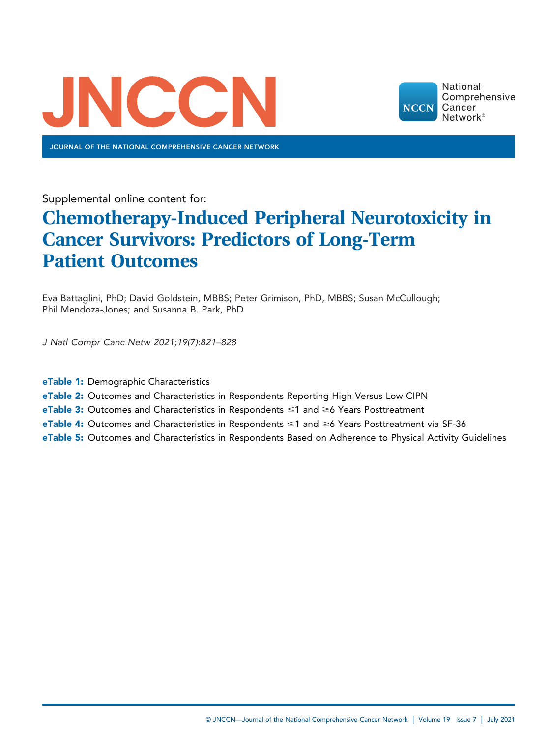Supplemental online content for:

# Chemotherapy-Induced Peripheral Neurotoxicity in Cancer Survivors: Predictors of Long-Term Patient Outcomes

Eva Battaglini, PhD; David Goldstein, MBBS; Peter Grimison, PhD, MBBS; Susan McCullough; Phil Mendoza-Jones; and Susanna B. Park, PhD

*J Natl Compr Canc Netw 2021;19(7):821–828*

**eTable 1:** Demographic Characteristics

**eTable 2:** Outcomes and Characteristics in Respondents Reporting High Versus Low CIPN

**eTable 3:** Outcomes and Characteristics in Respondents ≤1 and ≥6 Years Posttreatment

**eTable 4:** Outcomes and Characteristics in Respondents ≤1 and ≥6 Years Posttreatment via SF-36

**eTable 5:** Outcomes and Characteristics in Respondents Based on Adherence to Physical Activity Guidelines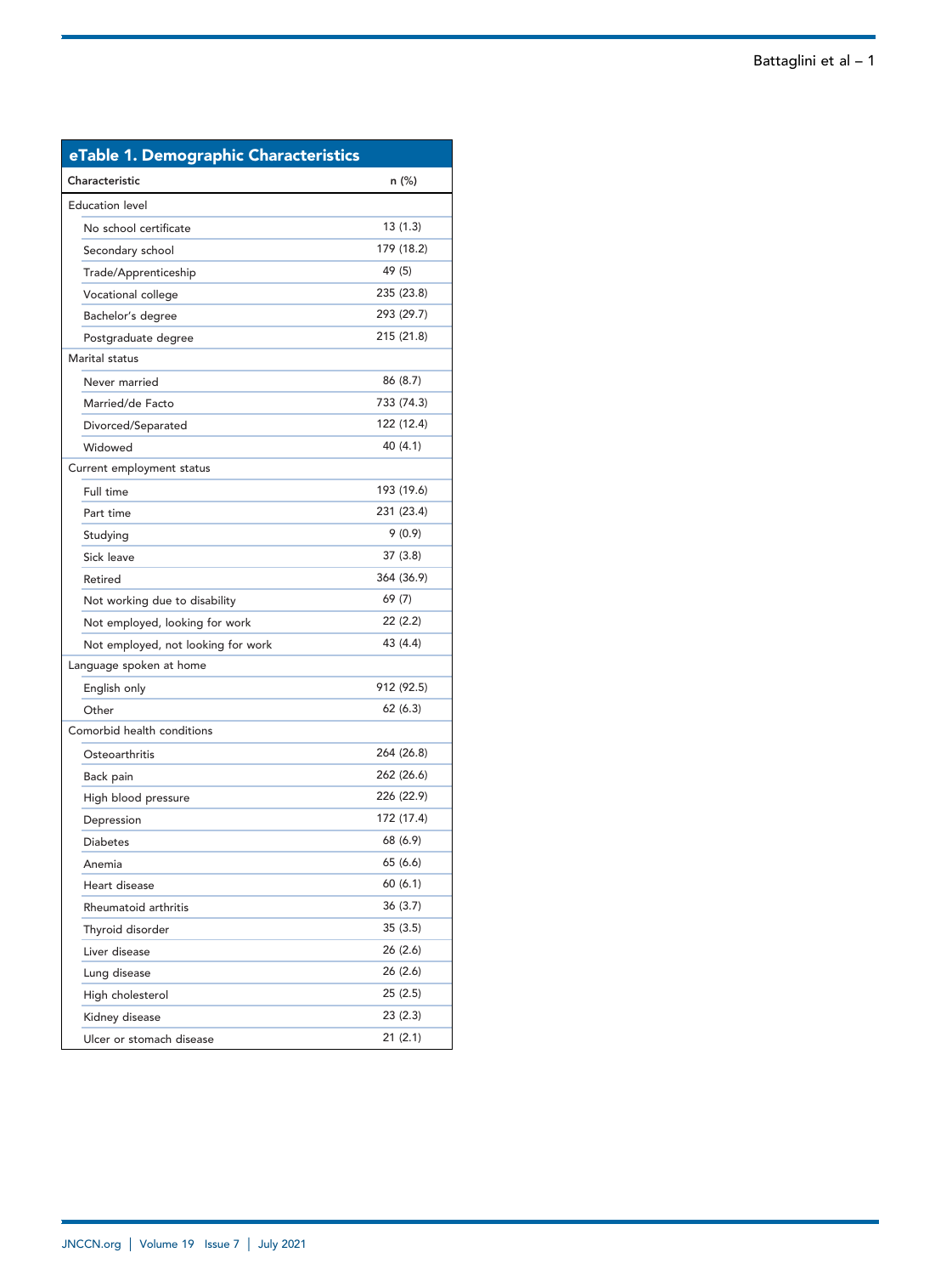**eTable 1. Demographic Characteristics**

| Characteristic | n (%) |
|---|---|
| Education level | |
| No school certificate | 13 (1.3) |
| Secondary school | 179 (18.2) |
| Trade/Apprenticeship | 49 (5) |
| Vocational college | 235 (23.8) |
| Bachelor's degree | 293 (29.7) |
| Postgraduate degree | 215 (21.8) |
| Marital status | |
| Never married | 86 (8.7) |
| Married/de Facto | 733 (74.3) |
| Divorced/Separated | 122 (12.4) |
| Widowed | 40 (4.1) |
| Current employment status | |
| Full time | 193 (19.6) |
| Part time | 231 (23.4) |
| Studying | 9 (0.9) |
| Sick leave | 37 (3.8) |
| Retired | 364 (36.9) |
| Not working due to disability | 69 (7) |
| Not employed, looking for work | 22 (2.2) |
| Not employed, not looking for work | 43 (4.4) |
| Language spoken at home | |
| English only | 912 (92.5) |
| Other | 62 (6.3) |
| Comorbid health conditions | |
| Osteoarthritis | 264 (26.8) |
| Back pain | 262 (26.6) |
| High blood pressure | 226 (22.9) |
| Depression | 172 (17.4) |
| Diabetes | 68 (6.9) |
| Anemia | 65 (6.6) |
| Heart disease | 60 (6.1) |
| Rheumatoid arthritis | 36 (3.7) |
| Thyroid disorder | 35 (3.5) |
| Liver disease | 26 (2.6) |
| Lung disease | 26 (2.6) |
| High cholesterol | 25 (2.5) |
| Kidney disease | 23 (2.3) |
| Ulcer or stomach disease | 21 (2.1) |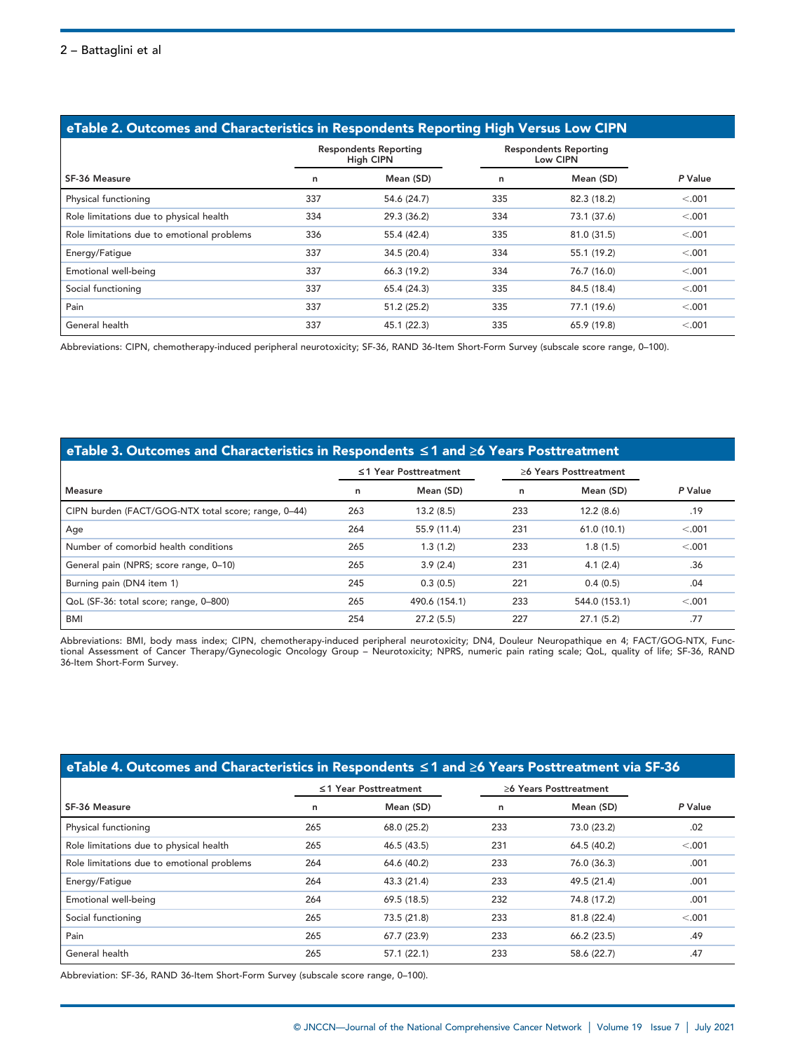## eTable 2. Outcomes and Characteristics in Respondents Reporting High Versus Low CIPN

| SF-36 Measure | Respondents Reporting High CIPN | | Respondents Reporting Low CIPN | | *P* Value |
|---|---|---|---|---|---|
| | n | Mean (SD) | n | Mean (SD) | |
| Physical functioning | 337 | 54.6 (24.7) | 335 | 82.3 (18.2) | <.001 |
| Role limitations due to physical health | 334 | 29.3 (36.2) | 334 | 73.1 (37.6) | <.001 |
| Role limitations due to emotional problems | 336 | 55.4 (42.4) | 335 | 81.0 (31.5) | <.001 |
| Energy/Fatigue | 337 | 34.5 (20.4) | 334 | 55.1 (19.2) | <.001 |
| Emotional well-being | 337 | 66.3 (19.2) | 334 | 76.7 (16.0) | <.001 |
| Social functioning | 337 | 65.4 (24.3) | 335 | 84.5 (18.4) | <.001 |
| Pain | 337 | 51.2 (25.2) | 335 | 77.1 (19.6) | <.001 |
| General health | 337 | 45.1 (22.3) | 335 | 65.9 (19.8) | <.001 |

Abbreviations: CIPN, chemotherapy-induced peripheral neurotoxicity; SF-36, RAND 36-Item Short-Form Survey (subscale score range, 0–100).

## eTable 3. Outcomes and Characteristics in Respondents ≤1 and ≥6 Years Posttreatment

| Measure | ≤1 Year Posttreatment | | ≥6 Years Posttreatment | | *P* Value |
|---|---|---|---|---|---|
| | n | Mean (SD) | n | Mean (SD) | |
| CIPN burden (FACT/GOG-NTX total score; range, 0–44) | 263 | 13.2 (8.5) | 233 | 12.2 (8.6) | .19 |
| Age | 264 | 55.9 (11.4) | 231 | 61.0 (10.1) | <.001 |
| Number of comorbid health conditions | 265 | 1.3 (1.2) | 233 | 1.8 (1.5) | <.001 |
| General pain (NPRS; score range, 0–10) | 265 | 3.9 (2.4) | 231 | 4.1 (2.4) | .36 |
| Burning pain (DN4 item 1) | 245 | 0.3 (0.5) | 221 | 0.4 (0.5) | .04 |
| QoL (SF-36: total score; range, 0–800) | 265 | 490.6 (154.1) | 233 | 544.0 (153.1) | <.001 |
| BMI | 254 | 27.2 (5.5) | 227 | 27.1 (5.2) | .77 |

Abbreviations: BMI, body mass index; CIPN, chemotherapy-induced peripheral neurotoxicity; DN4, Douleur Neuropathique en 4; FACT/GOG-NTX, Functional Assessment of Cancer Therapy/Gynecologic Oncology Group – Neurotoxicity; NPRS, numeric pain rating scale; QoL, quality of life; SF-36, RAND 36-Item Short-Form Survey.

## eTable 4. Outcomes and Characteristics in Respondents ≤1 and ≥6 Years Posttreatment via SF-36

| SF-36 Measure | ≤1 Year Posttreatment | | ≥6 Years Posttreatment | | *P* Value |
|---|---|---|---|---|---|
| | n | Mean (SD) | n | Mean (SD) | |
| Physical functioning | 265 | 68.0 (25.2) | 233 | 73.0 (23.2) | .02 |
| Role limitations due to physical health | 265 | 46.5 (43.5) | 231 | 64.5 (40.2) | <.001 |
| Role limitations due to emotional problems | 264 | 64.6 (40.2) | 233 | 76.0 (36.3) | .001 |
| Energy/Fatigue | 264 | 43.3 (21.4) | 233 | 49.5 (21.4) | .001 |
| Emotional well-being | 264 | 69.5 (18.5) | 232 | 74.8 (17.2) | .001 |
| Social functioning | 265 | 73.5 (21.8) | 233 | 81.8 (22.4) | <.001 |
| Pain | 265 | 67.7 (23.9) | 233 | 66.2 (23.5) | .49 |
| General health | 265 | 57.1 (22.1) | 233 | 58.6 (22.7) | .47 |

Abbreviation: SF-36, RAND 36-Item Short-Form Survey (subscale score range, 0–100).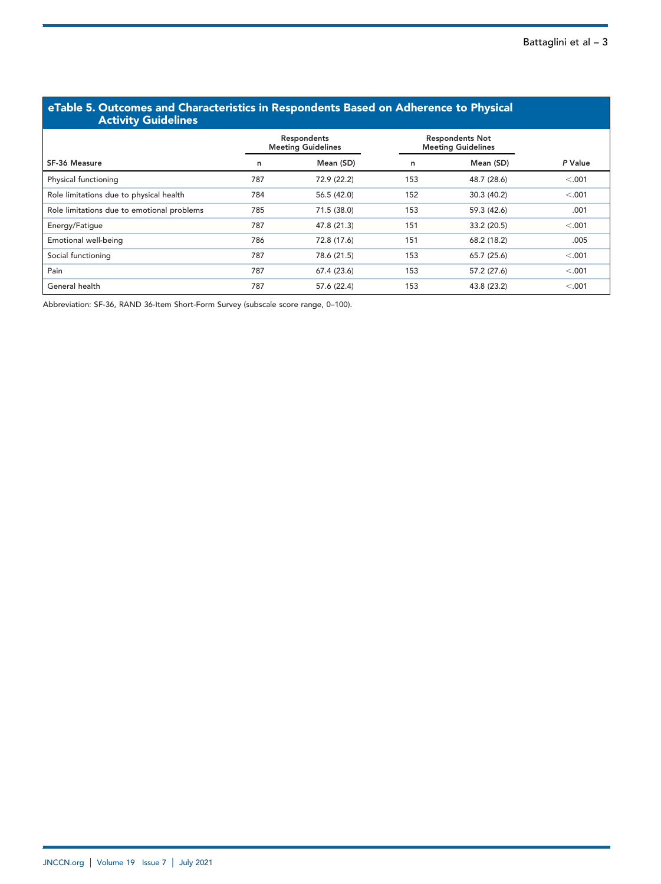## eTable 5. Outcomes and Characteristics in Respondents Based on Adherence to Physical Activity Guidelines

| | Respondents Meeting Guidelines | | Respondents Not Meeting Guidelines | | |
|---|---|---|---|---|---|
| SF-36 Measure | n | Mean (SD) | n | Mean (SD) | *P* Value |
| Physical functioning | 787 | 72.9 (22.2) | 153 | 48.7 (28.6) | <.001 |
| Role limitations due to physical health | 784 | 56.5 (42.0) | 152 | 30.3 (40.2) | <.001 |
| Role limitations due to emotional problems | 785 | 71.5 (38.0) | 153 | 59.3 (42.6) | .001 |
| Energy/Fatigue | 787 | 47.8 (21.3) | 151 | 33.2 (20.5) | <.001 |
| Emotional well-being | 786 | 72.8 (17.6) | 151 | 68.2 (18.2) | .005 |
| Social functioning | 787 | 78.6 (21.5) | 153 | 65.7 (25.6) | <.001 |
| Pain | 787 | 67.4 (23.6) | 153 | 57.2 (27.6) | <.001 |
| General health | 787 | 57.6 (22.4) | 153 | 43.8 (23.2) | <.001 |

Abbreviation: SF-36, RAND 36-Item Short-Form Survey (subscale score range, 0–100).